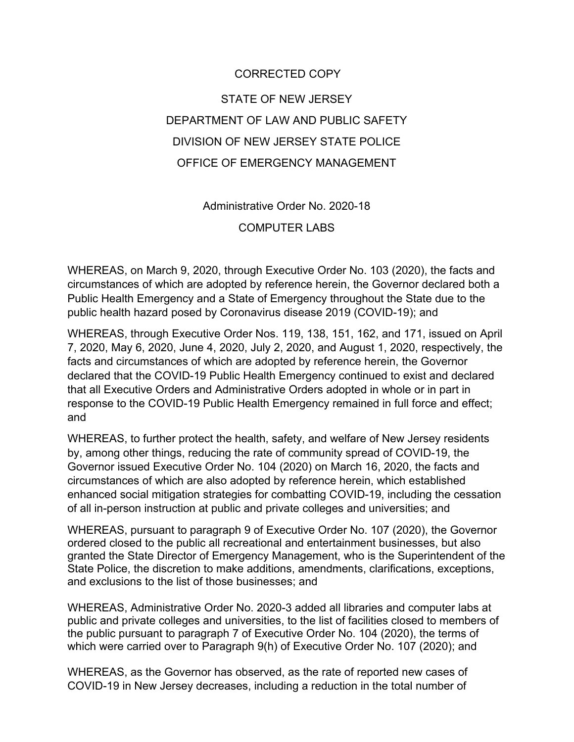CORRECTED COPY

STATE OF NEW JERSEY

DEPARTMENT OF LAW AND PUBLIC SAFETY

DIVISION OF NEW JERSEY STATE POLICE

OFFICE OF EMERGENCY MANAGEMENT

Administrative Order No. 2020-18

COMPUTER LABS

WHEREAS, on March 9, 2020, through Executive Order No. 103 (2020), the facts and circumstances of which are adopted by reference herein, the Governor declared both a Public Health Emergency and a State of Emergency throughout the State due to the public health hazard posed by Coronavirus disease 2019 (COVID-19); and

WHEREAS, through Executive Order Nos. 119, 138, 151, 162, and 171, issued on April 7, 2020, May 6, 2020, June 4, 2020, July 2, 2020, and August 1, 2020, respectively, the facts and circumstances of which are adopted by reference herein, the Governor declared that the COVID-19 Public Health Emergency continued to exist and declared that all Executive Orders and Administrative Orders adopted in whole or in part in response to the COVID-19 Public Health Emergency remained in full force and effect; and

WHEREAS, to further protect the health, safety, and welfare of New Jersey residents by, among other things, reducing the rate of community spread of COVID-19, the Governor issued Executive Order No. 104 (2020) on March 16, 2020, the facts and circumstances of which are also adopted by reference herein, which established enhanced social mitigation strategies for combatting COVID-19, including the cessation of all in-person instruction at public and private colleges and universities; and

WHEREAS, pursuant to paragraph 9 of Executive Order No. 107 (2020), the Governor ordered closed to the public all recreational and entertainment businesses, but also granted the State Director of Emergency Management, who is the Superintendent of the State Police, the discretion to make additions, amendments, clarifications, exceptions, and exclusions to the list of those businesses; and

WHEREAS, Administrative Order No. 2020-3 added all libraries and computer labs at public and private colleges and universities, to the list of facilities closed to members of the public pursuant to paragraph 7 of Executive Order No. 104 (2020), the terms of which were carried over to Paragraph 9(h) of Executive Order No. 107 (2020); and

WHEREAS, as the Governor has observed, as the rate of reported new cases of COVID-19 in New Jersey decreases, including a reduction in the total number of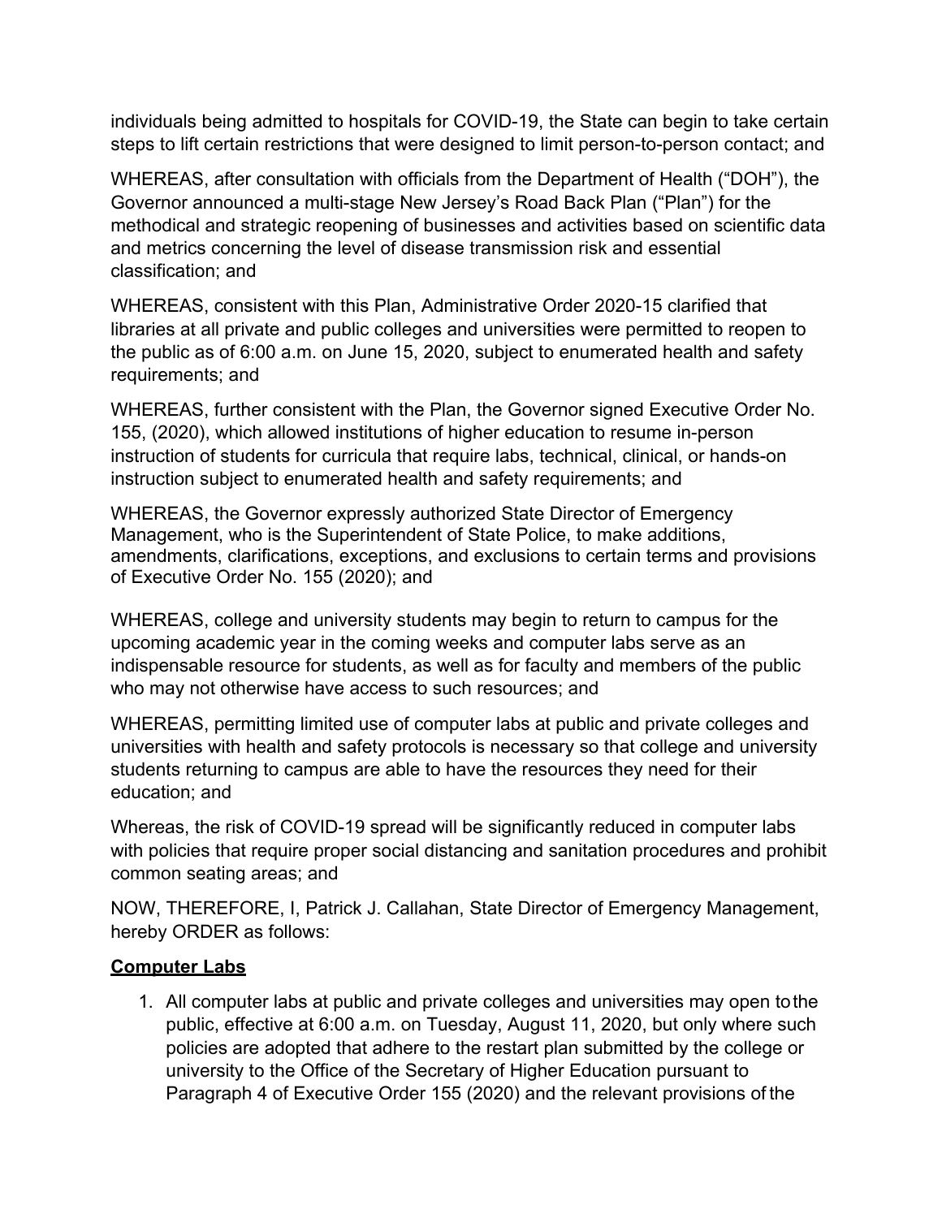individuals being admitted to hospitals for COVID-19, the State can begin to take certain steps to lift certain restrictions that were designed to limit person-to-person contact; and

WHEREAS, after consultation with officials from the Department of Health ("DOH"), the Governor announced a multi-stage New Jersey's Road Back Plan ("Plan") for the methodical and strategic reopening of businesses and activities based on scientific data and metrics concerning the level of disease transmission risk and essential classification; and

WHEREAS, consistent with this Plan, Administrative Order 2020-15 clarified that libraries at all private and public colleges and universities were permitted to reopen to the public as of 6:00 a.m. on June 15, 2020, subject to enumerated health and safety requirements; and

WHEREAS, further consistent with the Plan, the Governor signed Executive Order No. 155, (2020), which allowed institutions of higher education to resume in-person instruction of students for curricula that require labs, technical, clinical, or hands-on instruction subject to enumerated health and safety requirements; and

WHEREAS, the Governor expressly authorized State Director of Emergency Management, who is the Superintendent of State Police, to make additions, amendments, clarifications, exceptions, and exclusions to certain terms and provisions of Executive Order No. 155 (2020); and

WHEREAS, college and university students may begin to return to campus for the upcoming academic year in the coming weeks and computer labs serve as an indispensable resource for students, as well as for faculty and members of the public who may not otherwise have access to such resources; and

WHEREAS, permitting limited use of computer labs at public and private colleges and universities with health and safety protocols is necessary so that college and university students returning to campus are able to have the resources they need for their education; and

Whereas, the risk of COVID-19 spread will be significantly reduced in computer labs with policies that require proper social distancing and sanitation procedures and prohibit common seating areas; and

NOW, THEREFORE, I, Patrick J. Callahan, State Director of Emergency Management, hereby ORDER as follows:

**Computer Labs**

1. All computer labs at public and private colleges and universities may open to the public, effective at 6:00 a.m. on Tuesday, August 11, 2020, but only where such policies are adopted that adhere to the restart plan submitted by the college or university to the Office of the Secretary of Higher Education pursuant to Paragraph 4 of Executive Order 155 (2020) and the relevant provisions of the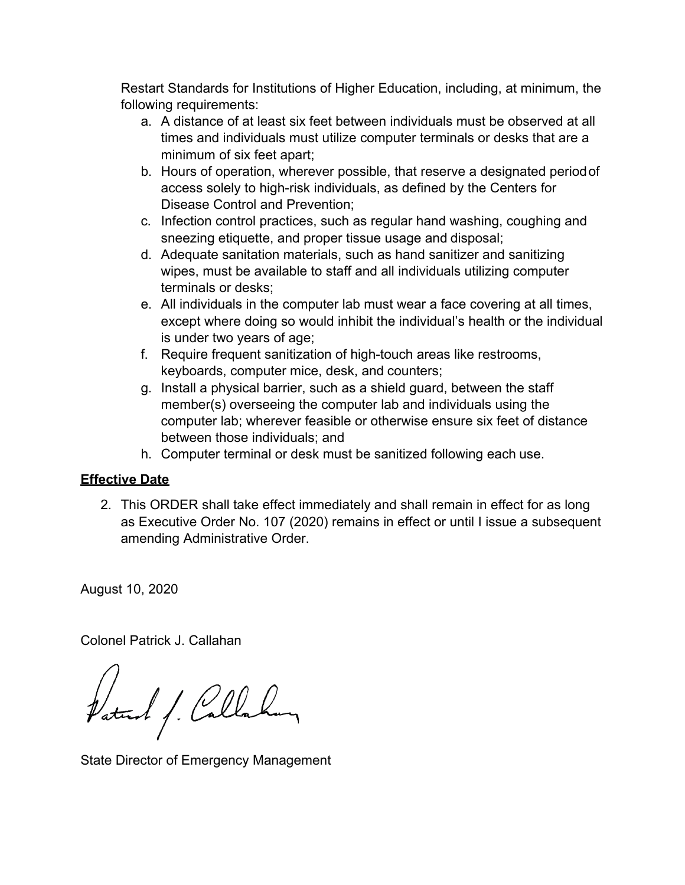Restart Standards for Institutions of Higher Education, including, at minimum, the following requirements:

a. A distance of at least six feet between individuals must be observed at all times and individuals must utilize computer terminals or desks that are a minimum of six feet apart;
b. Hours of operation, wherever possible, that reserve a designated period of access solely to high-risk individuals, as defined by the Centers for Disease Control and Prevention;
c. Infection control practices, such as regular hand washing, coughing and sneezing etiquette, and proper tissue usage and disposal;
d. Adequate sanitation materials, such as hand sanitizer and sanitizing wipes, must be available to staff and all individuals utilizing computer terminals or desks;
e. All individuals in the computer lab must wear a face covering at all times, except where doing so would inhibit the individual's health or the individual is under two years of age;
f. Require frequent sanitization of high-touch areas like restrooms, keyboards, computer mice, desk, and counters;
g. Install a physical barrier, such as a shield guard, between the staff member(s) overseeing the computer lab and individuals using the computer lab; wherever feasible or otherwise ensure six feet of distance between those individuals; and
h. Computer terminal or desk must be sanitized following each use.

**Effective Date**

2. This ORDER shall take effect immediately and shall remain in effect for as long as Executive Order No. 107 (2020) remains in effect or until I issue a subsequent amending Administrative Order.

August 10, 2020

Colonel Patrick J. Callahan

Patrick J. Callahan

State Director of Emergency Management